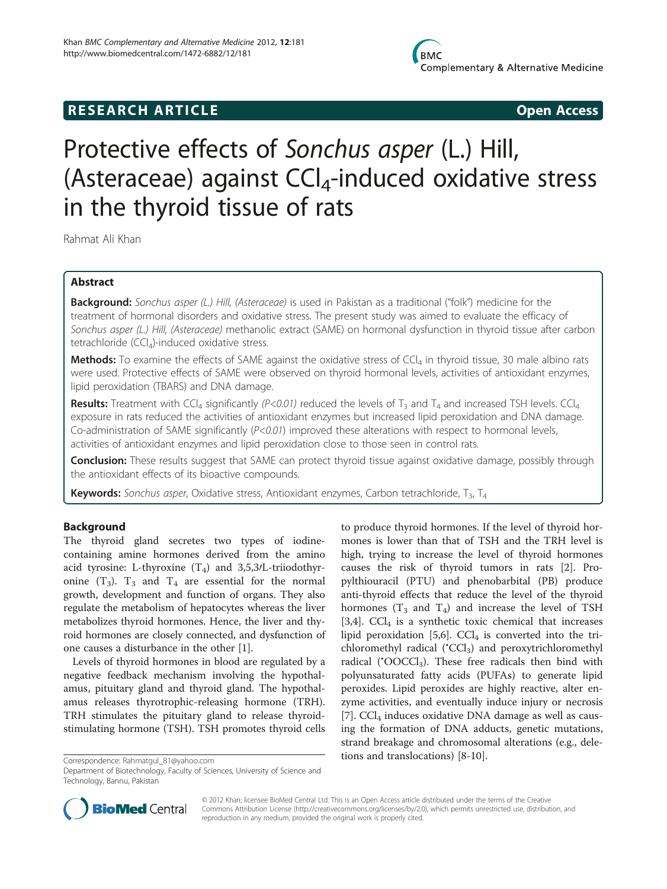RESEARCH ARTICLE Open Access

# Protective effects of *Sonchus asper* (L.) Hill, (Asteraceae) against $CCl_4$-induced oxidative stress in the thyroid tissue of rats

Rahmat Ali Khan

## Abstract

**Background:** *Sonchus asper (L.) Hill, (Asteraceae)* is used in Pakistan as a traditional ("folk") medicine for the treatment of hormonal disorders and oxidative stress. The present study was aimed to evaluate the efficacy of *Sonchus asper (L.) Hill, (Asteraceae)* methanolic extract (SAME) on hormonal dysfunction in thyroid tissue after carbon tetrachloride ($CCl_4$)-induced oxidative stress.

**Methods:** To examine the effects of SAME against the oxidative stress of $CCl_4$ in thyroid tissue, 30 male albino rats were used. Protective effects of SAME were observed on thyroid hormonal levels, activities of antioxidant enzymes, lipid peroxidation (TBARS) and DNA damage.

**Results:** Treatment with $CCl_4$ significantly *($P<0.01$)* reduced the levels of $T_3$ and $T_4$ and increased TSH levels. $CCl_4$ exposure in rats reduced the activities of antioxidant enzymes but increased lipid peroxidation and DNA damage. Co-administration of SAME significantly ($P<0.01$) improved these alterations with respect to hormonal levels, activities of antioxidant enzymes and lipid peroxidation close to those seen in control rats.

**Conclusion:** These results suggest that SAME can protect thyroid tissue against oxidative damage, possibly through the antioxidant effects of its bioactive compounds.

**Keywords:** *Sonchus asper*, Oxidative stress, Antioxidant enzymes, Carbon tetrachloride, $T_3$, $T_4$

## Background

The thyroid gland secretes two types of iodine-containing amine hormones derived from the amino acid tyrosine: L-thyroxine ($T_4$) and 3,5,3′L-triiodothyronine ($T_3$). $T_3$ and $T_4$ are essential for the normal growth, development and function of organs. They also regulate the metabolism of hepatocytes whereas the liver metabolizes thyroid hormones. Hence, the liver and thyroid hormones are closely connected, and dysfunction of one causes a disturbance in the other [1].

Levels of thyroid hormones in blood are regulated by a negative feedback mechanism involving the hypothalamus, pituitary gland and thyroid gland. The hypothalamus releases thyrotrophic-releasing hormone (TRH). TRH stimulates the pituitary gland to release thyroid-stimulating hormone (TSH). TSH promotes thyroid cells to produce thyroid hormones. If the level of thyroid hormones is lower than that of TSH and the TRH level is high, trying to increase the level of thyroid hormones causes the risk of thyroid tumors in rats [2]. Propylthiouracil (PTU) and phenobarbital (PB) produce anti-thyroid effects that reduce the level of the thyroid hormones ($T_3$ and $T_4$) and increase the level of TSH [3,4]. $CCl_4$ is a synthetic toxic chemical that increases lipid peroxidation [5,6]. $CCl_4$ is converted into the trichloromethyl radical ($^{\bullet}CCl_3$) and peroxytrichloromethyl radical ($^{\bullet}OOCCl_3$). These free radicals then bind with polyunsaturated fatty acids (PUFAs) to generate lipid peroxides. Lipid peroxides are highly reactive, alter enzyme activities, and eventually induce injury or necrosis [7]. $CCl_4$ induces oxidative DNA damage as well as causing the formation of DNA adducts, genetic mutations, strand breakage and chromosomal alterations (e.g., deletions and translocations) [8-10].

Correspondence: Rahmatgul_81@yahoo.com
Department of Biotechnology, Faculty of Sciences, University of Science and Technology, Bannu, Pakistan

© 2012 Khan; licensee BioMed Central Ltd. This is an Open Access article distributed under the terms of the Creative Commons Attribution License (http://creativecommons.org/licenses/by/2.0), which permits unrestricted use, distribution, and reproduction in any medium, provided the original work is properly cited.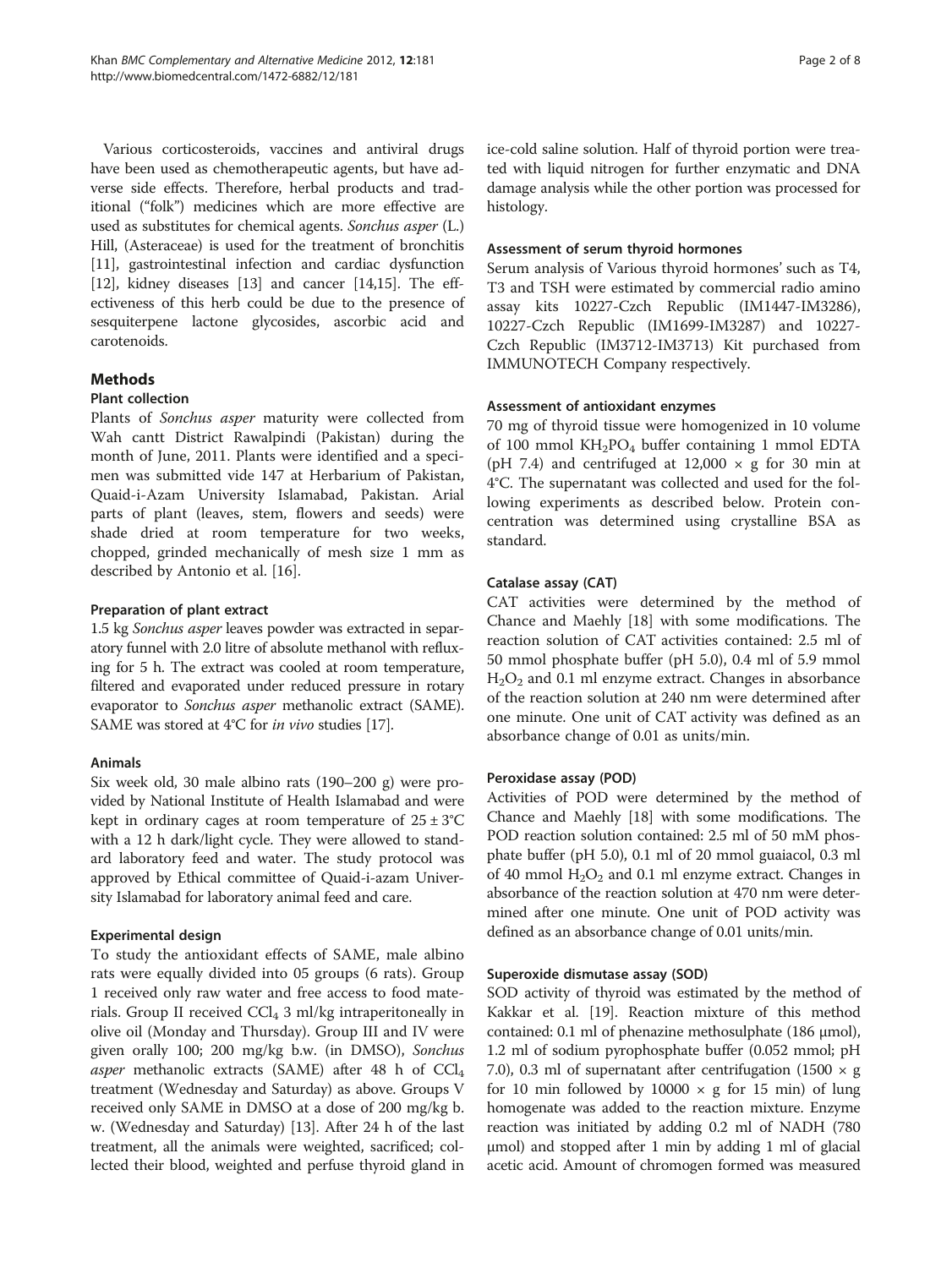Various corticosteroids, vaccines and antiviral drugs have been used as chemotherapeutic agents, but have adverse side effects. Therefore, herbal products and traditional ("folk") medicines which are more effective are used as substitutes for chemical agents. *Sonchus asper* (L.) Hill, (Asteraceae) is used for the treatment of bronchitis [11], gastrointestinal infection and cardiac dysfunction [12], kidney diseases [13] and cancer [14,15]. The effectiveness of this herb could be due to the presence of sesquiterpene lactone glycosides, ascorbic acid and carotenoids.

## Methods

### Plant collection

Plants of *Sonchus asper* maturity were collected from Wah cantt District Rawalpindi (Pakistan) during the month of June, 2011. Plants were identified and a specimen was submitted vide 147 at Herbarium of Pakistan, Quaid-i-Azam University Islamabad, Pakistan. Arial parts of plant (leaves, stem, flowers and seeds) were shade dried at room temperature for two weeks, chopped, grinded mechanically of mesh size 1 mm as described by Antonio et al. [16].

### Preparation of plant extract

1.5 kg *Sonchus asper* leaves powder was extracted in separatory funnel with 2.0 litre of absolute methanol with refluxing for 5 h. The extract was cooled at room temperature, filtered and evaporated under reduced pressure in rotary evaporator to *Sonchus asper* methanolic extract (SAME). SAME was stored at 4°C for *in vivo* studies [17].

### Animals

Six week old, 30 male albino rats (190–200 g) were provided by National Institute of Health Islamabad and were kept in ordinary cages at room temperature of 25 ± 3°C with a 12 h dark/light cycle. They were allowed to standard laboratory feed and water. The study protocol was approved by Ethical committee of Quaid-i-azam University Islamabad for laboratory animal feed and care.

### Experimental design

To study the antioxidant effects of SAME, male albino rats were equally divided into 05 groups (6 rats). Group 1 received only raw water and free access to food materials. Group II received $CCl_4$ 3 ml/kg intraperitoneally in olive oil (Monday and Thursday). Group III and IV were given orally 100; 200 mg/kg b.w. (in DMSO), *Sonchus asper* methanolic extracts (SAME) after 48 h of $CCl_4$ treatment (Wednesday and Saturday) as above. Groups V received only SAME in DMSO at a dose of 200 mg/kg b. w. (Wednesday and Saturday) [13]. After 24 h of the last treatment, all the animals were weighted, sacrificed; collected their blood, weighted and perfuse thyroid gland in ice-cold saline solution. Half of thyroid portion were treated with liquid nitrogen for further enzymatic and DNA damage analysis while the other portion was processed for histology.

### Assessment of serum thyroid hormones

Serum analysis of Various thyroid hormones' such as T4, T3 and TSH were estimated by commercial radio amino assay kits 10227-Czech Republic (IM1447-IM3286), 10227-Czech Republic (IM1699-IM3287) and 10227-Czech Republic (IM3712-IM3713) Kit purchased from IMMUNOTECH Company respectively.

### Assessment of antioxidant enzymes

70 mg of thyroid tissue were homogenized in 10 volume of 100 mmol $KH_2PO_4$ buffer containing 1 mmol EDTA (pH 7.4) and centrifuged at 12,000 × g for 30 min at 4°C. The supernatant was collected and used for the following experiments as described below. Protein concentration was determined using crystalline BSA as standard.

### Catalase assay (CAT)

CAT activities were determined by the method of Chance and Maehly [18] with some modifications. The reaction solution of CAT activities contained: 2.5 ml of 50 mmol phosphate buffer (pH 5.0), 0.4 ml of 5.9 mmol $H_2O_2$ and 0.1 ml enzyme extract. Changes in absorbance of the reaction solution at 240 nm were determined after one minute. One unit of CAT activity was defined as an absorbance change of 0.01 as units/min.

### Peroxidase assay (POD)

Activities of POD were determined by the method of Chance and Maehly [18] with some modifications. The POD reaction solution contained: 2.5 ml of 50 mM phosphate buffer (pH 5.0), 0.1 ml of 20 mmol guaiacol, 0.3 ml of 40 mmol $H_2O_2$ and 0.1 ml enzyme extract. Changes in absorbance of the reaction solution at 470 nm were determined after one minute. One unit of POD activity was defined as an absorbance change of 0.01 units/min.

### Superoxide dismutase assay (SOD)

SOD activity of thyroid was estimated by the method of Kakkar et al. [19]. Reaction mixture of this method contained: 0.1 ml of phenazine methosulphate (186 μmol), 1.2 ml of sodium pyrophosphate buffer (0.052 mmol; pH 7.0), 0.3 ml of supernatant after centrifugation (1500 × g for 10 min followed by 10000 × g for 15 min) of lung homogenate was added to the reaction mixture. Enzyme reaction was initiated by adding 0.2 ml of NADH (780 μmol) and stopped after 1 min by adding 1 ml of glacial acetic acid. Amount of chromogen formed was measured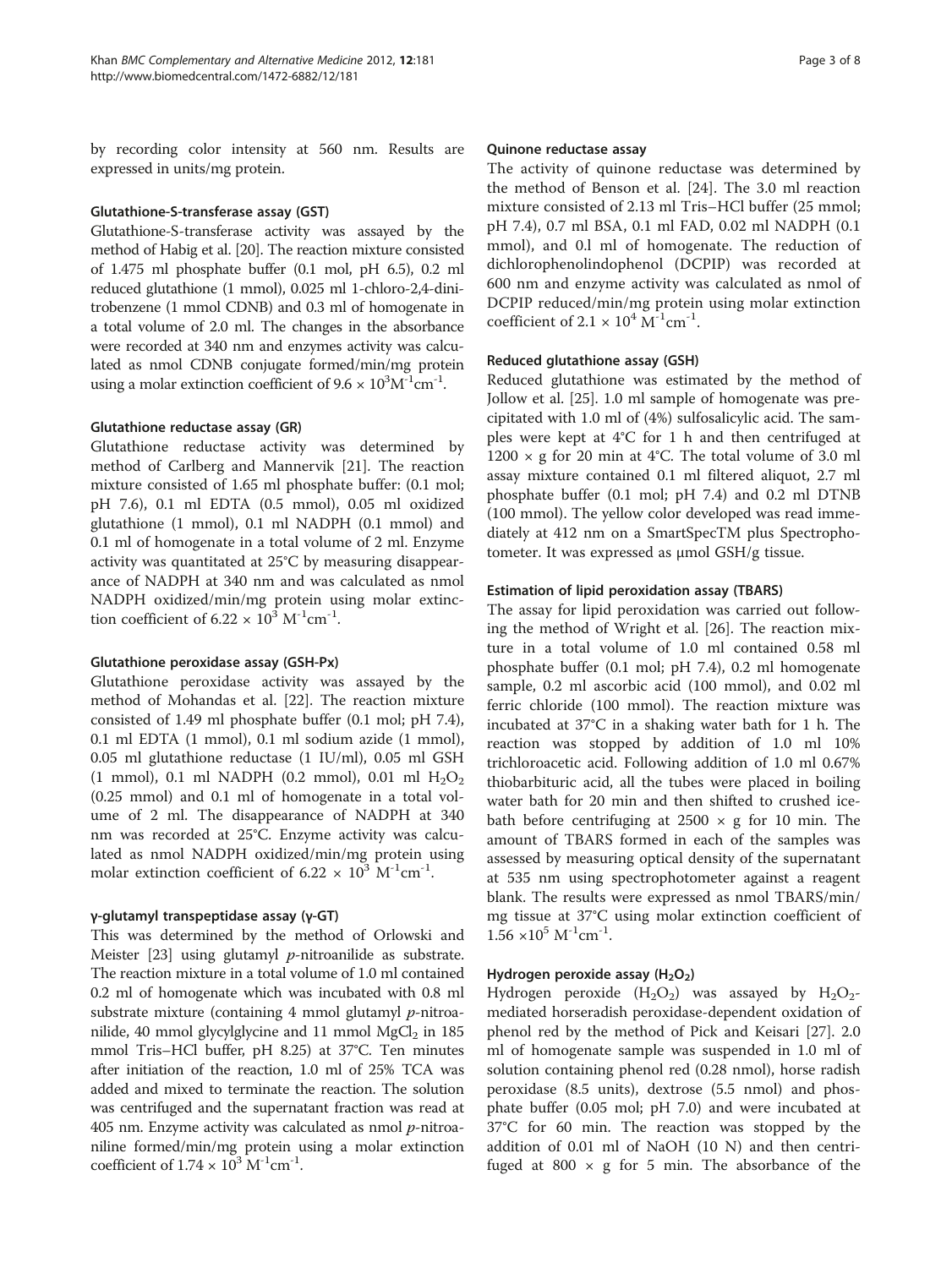by recording color intensity at 560 nm. Results are expressed in units/mg protein.

#### Glutathione-S-transferase assay (GST)

Glutathione-S-transferase activity was assayed by the method of Habig et al. [20]. The reaction mixture consisted of 1.475 ml phosphate buffer (0.1 mol, pH 6.5), 0.2 ml reduced glutathione (1 mmol), 0.025 ml 1-chloro-2,4-dinitrobenzene (1 mmol CDNB) and 0.3 ml of homogenate in a total volume of 2.0 ml. The changes in the absorbance were recorded at 340 nm and enzymes activity was calculated as nmol CDNB conjugate formed/min/mg protein using a molar extinction coefficient of $9.6 \times 10^3 M^{-1}cm^{-1}$.

#### Glutathione reductase assay (GR)

Glutathione reductase activity was determined by method of Carlberg and Mannervik [21]. The reaction mixture consisted of 1.65 ml phosphate buffer: (0.1 mol; pH 7.6), 0.1 ml EDTA (0.5 mmol), 0.05 ml oxidized glutathione (1 mmol), 0.1 ml NADPH (0.1 mmol) and 0.1 ml of homogenate in a total volume of 2 ml. Enzyme activity was quantitated at 25°C by measuring disappearance of NADPH at 340 nm and was calculated as nmol NADPH oxidized/min/mg protein using molar extinction coefficient of $6.22 \times 10^3 M^{-1}cm^{-1}$.

#### Glutathione peroxidase assay (GSH-Px)

Glutathione peroxidase activity was assayed by the method of Mohandas et al. [22]. The reaction mixture consisted of 1.49 ml phosphate buffer (0.1 mol; pH 7.4), 0.1 ml EDTA (1 mmol), 0.1 ml sodium azide (1 mmol), 0.05 ml glutathione reductase (1 IU/ml), 0.05 ml GSH (1 mmol), 0.1 ml NADPH (0.2 mmol), 0.01 ml $H_2O_2$ (0.25 mmol) and 0.1 ml of homogenate in a total volume of 2 ml. The disappearance of NADPH at 340 nm was recorded at 25°C. Enzyme activity was calculated as nmol NADPH oxidized/min/mg protein using molar extinction coefficient of $6.22 \times 10^3 M^{-1}cm^{-1}$.

#### γ-glutamyl transpeptidase assay (γ-GT)

This was determined by the method of Orlowski and Meister [23] using glutamyl *p*-nitroanilide as substrate. The reaction mixture in a total volume of 1.0 ml contained 0.2 ml of homogenate which was incubated with 0.8 ml substrate mixture (containing 4 mmol glutamyl *p*-nitroanilide, 40 mmol glycylglycine and 11 mmol $MgCl_2$ in 185 mmol Tris–HCl buffer, pH 8.25) at 37°C. Ten minutes after initiation of the reaction, 1.0 ml of 25% TCA was added and mixed to terminate the reaction. The solution was centrifuged and the supernatant fraction was read at 405 nm. Enzyme activity was calculated as nmol *p*-nitroaniline formed/min/mg protein using a molar extinction coefficient of $1.74 \times 10^3 M^{-1}cm^{-1}$.

#### Quinone reductase assay

The activity of quinone reductase was determined by the method of Benson et al. [24]. The 3.0 ml reaction mixture consisted of 2.13 ml Tris–HCl buffer (25 mmol; pH 7.4), 0.7 ml BSA, 0.1 ml FAD, 0.02 ml NADPH (0.1 mmol), and 0.l ml of homogenate. The reduction of dichlorophenolindophenol (DCPIP) was recorded at 600 nm and enzyme activity was calculated as nmol of DCPIP reduced/min/mg protein using molar extinction coefficient of $2.1 \times 10^4 M^{-1}cm^{-1}$.

#### Reduced glutathione assay (GSH)

Reduced glutathione was estimated by the method of Jollow et al. [25]. 1.0 ml sample of homogenate was precipitated with 1.0 ml of (4%) sulfosalicylic acid. The samples were kept at 4°C for 1 h and then centrifuged at 1200 × g for 20 min at 4°C. The total volume of 3.0 ml assay mixture contained 0.1 ml filtered aliquot, 2.7 ml phosphate buffer (0.1 mol; pH 7.4) and 0.2 ml DTNB (100 mmol). The yellow color developed was read immediately at 412 nm on a SmartSpecTM plus Spectrophotometer. It was expressed as μmol GSH/g tissue.

#### Estimation of lipid peroxidation assay (TBARS)

The assay for lipid peroxidation was carried out following the method of Wright et al. [26]. The reaction mixture in a total volume of 1.0 ml contained 0.58 ml phosphate buffer (0.1 mol; pH 7.4), 0.2 ml homogenate sample, 0.2 ml ascorbic acid (100 mmol), and 0.02 ml ferric chloride (100 mmol). The reaction mixture was incubated at 37°C in a shaking water bath for 1 h. The reaction was stopped by addition of 1.0 ml 10% trichloroacetic acid. Following addition of 1.0 ml 0.67% thiobarbituric acid, all the tubes were placed in boiling water bath for 20 min and then shifted to crushed ice-bath before centrifuging at 2500 × g for 10 min. The amount of TBARS formed in each of the samples was assessed by measuring optical density of the supernatant at 535 nm using spectrophotometer against a reagent blank. The results were expressed as nmol TBARS/min/mg tissue at 37°C using molar extinction coefficient of $1.56 \times 10^5 M^{-1}cm^{-1}$.

#### Hydrogen peroxide assay ($H_2O_2$)

Hydrogen peroxide ($H_2O_2$) was assayed by $H_2O_2$-mediated horseradish peroxidase-dependent oxidation of phenol red by the method of Pick and Keisari [27]. 2.0 ml of homogenate sample was suspended in 1.0 ml of solution containing phenol red (0.28 nmol), horse radish peroxidase (8.5 units), dextrose (5.5 nmol) and phosphate buffer (0.05 mol; pH 7.0) and were incubated at 37°C for 60 min. The reaction was stopped by the addition of 0.01 ml of NaOH (10 N) and then centrifuged at 800 × g for 5 min. The absorbance of the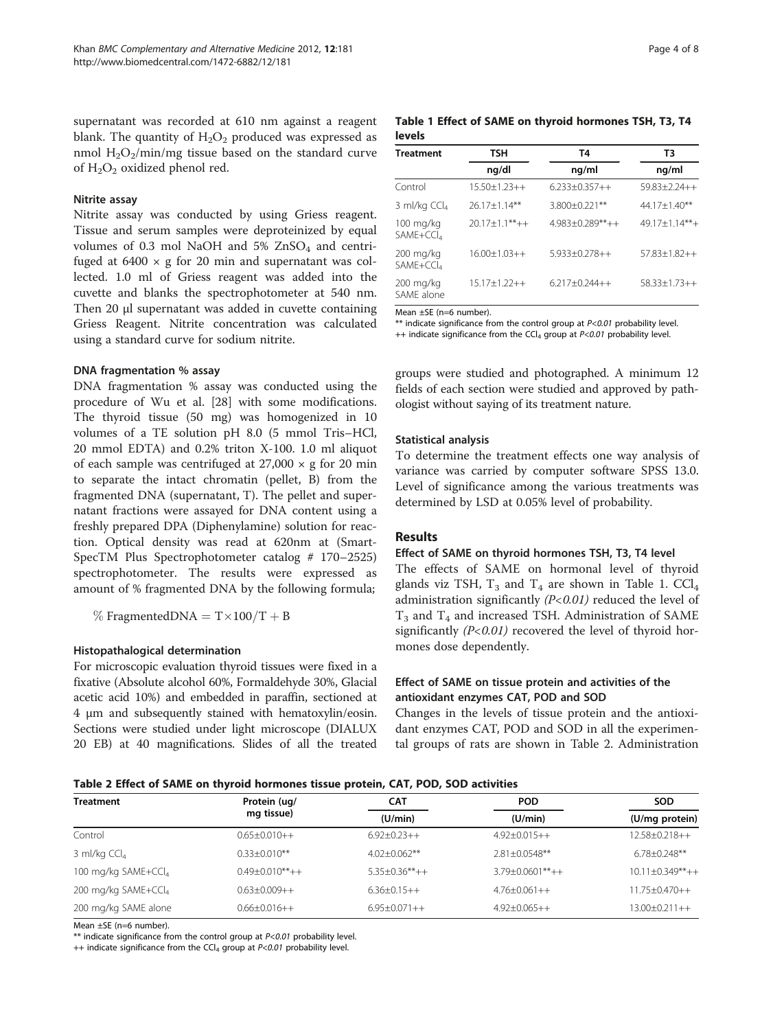supernatant was recorded at 610 nm against a reagent blank. The quantity of $H_2O_2$ produced was expressed as nmol $H_2O_2$/min/mg tissue based on the standard curve of $H_2O_2$ oxidized phenol red.

#### Nitrite assay

Nitrite assay was conducted by using Griess reagent. Tissue and serum samples were deproteinized by equal volumes of 0.3 mol NaOH and 5% $ZnSO_4$ and centrifuged at 6400 × g for 20 min and supernatant was collected. 1.0 ml of Griess reagent was added into the cuvette and blanks the spectrophotometer at 540 nm. Then 20 μl supernatant was added in cuvette containing Griess Reagent. Nitrite concentration was calculated using a standard curve for sodium nitrite.

#### DNA fragmentation % assay

DNA fragmentation % assay was conducted using the procedure of Wu et al. [28] with some modifications. The thyroid tissue (50 mg) was homogenized in 10 volumes of a TE solution pH 8.0 (5 mmol Tris–HCl, 20 mmol EDTA) and 0.2% triton X-100. 1.0 ml aliquot of each sample was centrifuged at 27,000 × g for 20 min to separate the intact chromatin (pellet, B) from the fragmented DNA (supernatant, T). The pellet and supernatant fractions were assayed for DNA content using a freshly prepared DPA (Diphenylamine) solution for reaction. Optical density was read at 620nm at (Smart-SpecTM Plus Spectrophotometer catalog # 170–2525) spectrophotometer. The results were expressed as amount of % fragmented DNA by the following formula;

$$\% \text{ FragmentedDNA} = T \times 100 / T + B$$

#### Histopathological determination

For microscopic evaluation thyroid tissues were fixed in a fixative (Absolute alcohol 60%, Formaldehyde 30%, Glacial acetic acid 10%) and embedded in paraffin, sectioned at 4 μm and subsequently stained with hematoxylin/eosin. Sections were studied under light microscope (DIALUX 20 EB) at 40 magnifications. Slides of all the treated groups were studied and photographed. A minimum 12 fields of each section were studied and approved by pathologist without saying of its treatment nature.

#### Statistical analysis

To determine the treatment effects one way analysis of variance was carried by computer software SPSS 13.0. Level of significance among the various treatments was determined by LSD at 0.05% level of probability.

**Table 1 Effect of SAME on thyroid hormones TSH, T3, T4 levels**

| Treatment | TSH | T4 | T3 |
|---|---|---|---|
| | ng/dl | ng/ml | ng/ml |
| Control | 15.50±1.23++ | 6.233±0.357++ | 59.83±2.24++ |
| 3 ml/kg $CCl_4$ | 26.17±1.14** | 3.800±0.221** | 44.17±1.40** |
| 100 mg/kg SAME+$CCl_4$ | 20.17±1.1**++ | 4.983±0.289**++ | 49.17±1.14**+ |
| 200 mg/kg SAME+$CCl_4$ | 16.00±1.03++ | 5.933±0.278++ | 57.83±1.82++ |
| 200 mg/kg SAME alone | 15.17±1.22++ | 6.217±0.244++ | 58.33±1.73++ |

Mean ±SE (n=6 number).
** indicate significance from the control group at $P<0.01$ probability level.
++ indicate significance from the $CCl_4$ group at $P<0.01$ probability level.

## Results

#### Effect of SAME on thyroid hormones TSH, T3, T4 level

The effects of SAME on hormonal level of thyroid glands viz TSH, $T_3$ and $T_4$ are shown in Table 1. $CCl_4$ administration significantly *($P<0.01$)* reduced the level of $T_3$ and $T_4$ and increased TSH. Administration of SAME significantly *($P<0.01$)* recovered the level of thyroid hormones dose dependently.

#### Effect of SAME on tissue protein and activities of the antioxidant enzymes CAT, POD and SOD

Changes in the levels of tissue protein and the antioxidant enzymes CAT, POD and SOD in all the experimental groups of rats are shown in Table 2. Administration

**Table 2 Effect of SAME on thyroid hormones tissue protein, CAT, POD, SOD activities**

| Treatment | Protein (ug/ mg tissue) | CAT | POD | SOD |
|---|---|---|---|---|
| | | (U/min) | (U/min) | (U/mg protein) |
| Control | 0.65±0.010++ | 6.92±0.23++ | 4.92±0.015++ | 12.58±0.218++ |
| 3 ml/kg $CCl_4$ | 0.33±0.010** | 4.02±0.062** | 2.81±0.0548** | 6.78±0.248** |
| 100 mg/kg SAME+$CCl_4$ | 0.49±0.010**++ | 5.35±0.36**++ | 3.79±0.0601**++ | 10.11±0.349**++ |
| 200 mg/kg SAME+$CCl_4$ | 0.63±0.009++ | 6.36±0.15++ | 4.76±0.061++ | 11.75±0.470++ |
| 200 mg/kg SAME alone | 0.66±0.016++ | 6.95±0.071++ | 4.92±0.065++ | 13.00±0.211++ |

Mean ±SE (n=6 number).
** indicate significance from the control group at $P<0.01$ probability level.
++ indicate significance from the $CCl_4$ group at $P<0.01$ probability level.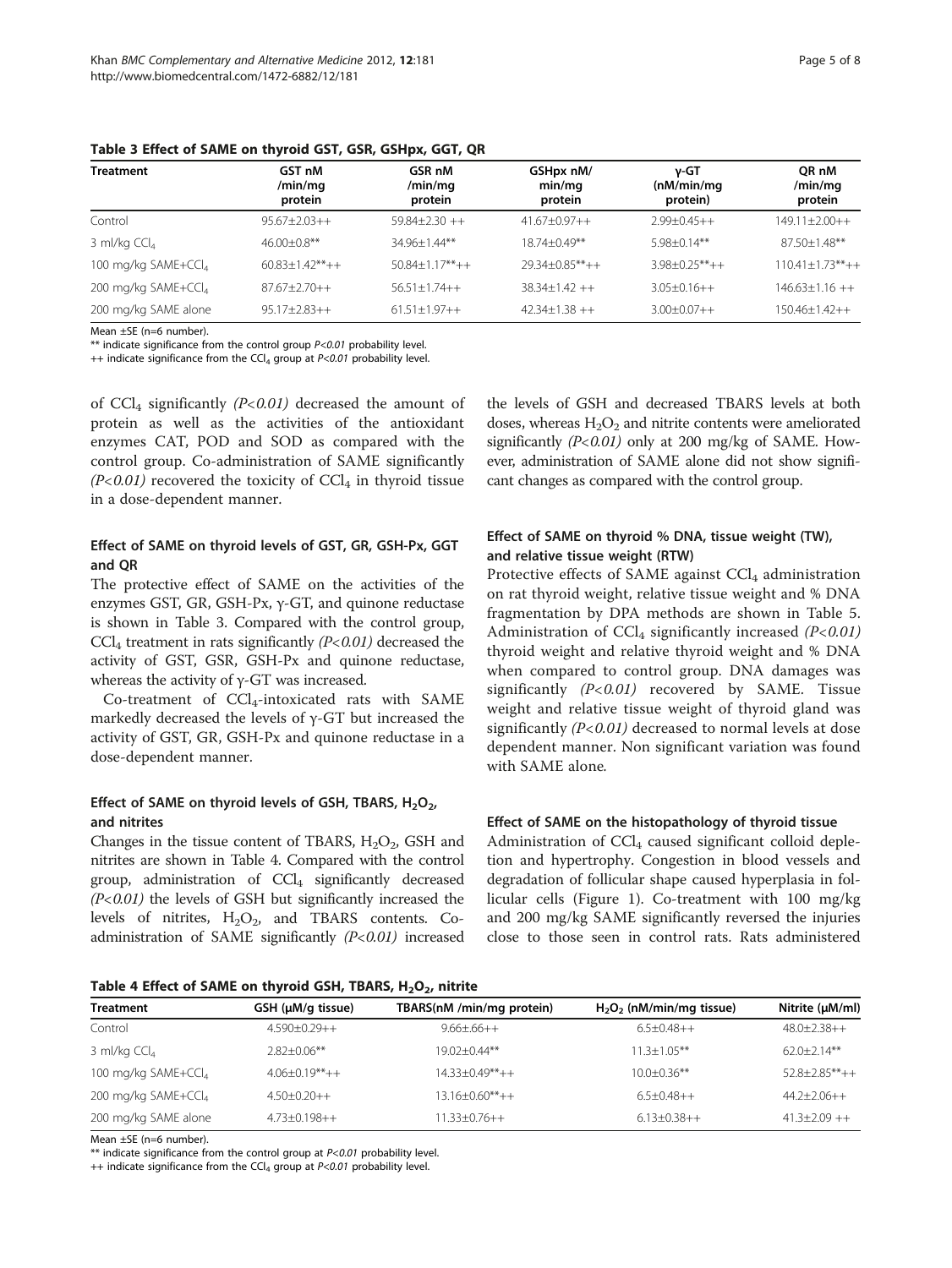**Table 3 Effect of SAME on thyroid GST, GSR, GSHpx, GGT, QR**

| Treatment | GST nM /min/mg protein | GSR nM /min/mg protein | GSHpx nM/ min/mg protein | γ-GT (nM/min/mg protein) | QR nM /min/mg protein |
|---|---|---|---|---|---|
| Control | 95.67±2.03++ | 59.84±2.30 ++ | 41.67±0.97++ | 2.99±0.45++ | 149.11±2.00++ |
| 3 ml/kg $CCl_4$ | 46.00±0.8** | 34.96±1.44** | 18.74±0.49** | 5.98±0.14** | 87.50±1.48** |
| 100 mg/kg SAME+$CCl_4$ | 60.83±1.42**++ | 50.84±1.17**++ | 29.34±0.85**++ | 3.98±0.25**++ | 110.41±1.73**++ |
| 200 mg/kg SAME+$CCl_4$ | 87.67±2.70++ | 56.51±1.74++ | 38.34±1.42 ++ | 3.05±0.16++ | 146.63±1.16 ++ |
| 200 mg/kg SAME alone | 95.17±2.83++ | 61.51±1.97++ | 42.34±1.38 ++ | 3.00±0.07++ | 150.46±1.42++ |

Mean ±SE (n=6 number).
** indicate significance from the control group *P<0.01* probability level.
++ indicate significance from the $CCl_4$ group at *P<0.01* probability level.

of $CCl_4$ significantly *(P<0.01)* decreased the amount of protein as well as the activities of the antioxidant enzymes CAT, POD and SOD as compared with the control group. Co-administration of SAME significantly *(P<0.01)* recovered the toxicity of $CCl_4$ in thyroid tissue in a dose-dependent manner.

### Effect of SAME on thyroid levels of GST, GR, GSH-Px, GGT and QR

The protective effect of SAME on the activities of the enzymes GST, GR, GSH-Px, γ-GT, and quinone reductase is shown in Table 3. Compared with the control group, $CCl_4$ treatment in rats significantly *(P<0.01)* decreased the activity of GST, GSR, GSH-Px and quinone reductase, whereas the activity of γ-GT was increased.

Co-treatment of $CCl_4$-intoxicated rats with SAME markedly decreased the levels of γ-GT but increased the activity of GST, GR, GSH-Px and quinone reductase in a dose-dependent manner.

### Effect of SAME on thyroid levels of GSH, TBARS, $H_2O_2$, and nitrites

Changes in the tissue content of TBARS, $H_2O_2$, GSH and nitrites are shown in Table 4. Compared with the control group, administration of $CCl_4$ significantly decreased *(P<0.01)* the levels of GSH but significantly increased the levels of nitrites, $H_2O_2$, and TBARS contents. Co-administration of SAME significantly *(P<0.01)* increased the levels of GSH and decreased TBARS levels at both doses, whereas $H_2O_2$ and nitrite contents were ameliorated significantly *(P<0.01)* only at 200 mg/kg of SAME. However, administration of SAME alone did not show significant changes as compared with the control group.

### Effect of SAME on thyroid % DNA, tissue weight (TW), and relative tissue weight (RTW)

Protective effects of SAME against $CCl_4$ administration on rat thyroid weight, relative tissue weight and % DNA fragmentation by DPA methods are shown in Table 5. Administration of $CCl_4$ significantly increased *(P<0.01)* thyroid weight and relative thyroid weight and % DNA when compared to control group. DNA damages was significantly *(P<0.01)* recovered by SAME. Tissue weight and relative tissue weight of thyroid gland was significantly *(P<0.01)* decreased to normal levels at dose dependent manner. Non significant variation was found with SAME alone.

### Effect of SAME on the histopathology of thyroid tissue

Administration of $CCl_4$ caused significant colloid depletion and hypertrophy. Congestion in blood vessels and degradation of follicular shape caused hyperplasia in follicular cells (Figure 1). Co-treatment with 100 mg/kg and 200 mg/kg SAME significantly reversed the injuries close to those seen in control rats. Rats administered

**Table 4 Effect of SAME on thyroid GSH, TBARS, $H_2O_2$, nitrite**

| Treatment | GSH (μM/g tissue) | TBARS(nM /min/mg protein) | $H_2O_2$ (nM/min/mg tissue) | Nitrite (μM/ml) |
|---|---|---|---|---|
| Control | 4.590±0.29++ | 9.66±.66++ | 6.5±0.48++ | 48.0±2.38++ |
| 3 ml/kg $CCl_4$ | 2.82±0.06** | 19.02±0.44** | 11.3±1.05** | 62.0±2.14** |
| 100 mg/kg SAME+$CCl_4$ | 4.06±0.19**++ | 14.33±0.49**++ | 10.0±0.36** | 52.8±2.85**++ |
| 200 mg/kg SAME+$CCl_4$ | 4.50±0.20++ | 13.16±0.60**++ | 6.5±0.48++ | 44.2±2.06++ |
| 200 mg/kg SAME alone | 4.73±0.198++ | 11.33±0.76++ | 6.13±0.38++ | 41.3±2.09 ++ |

Mean ±SE (n=6 number).
** indicate significance from the control group at *P<0.01* probability level.
++ indicate significance from the $CCl_4$ group at *P<0.01* probability level.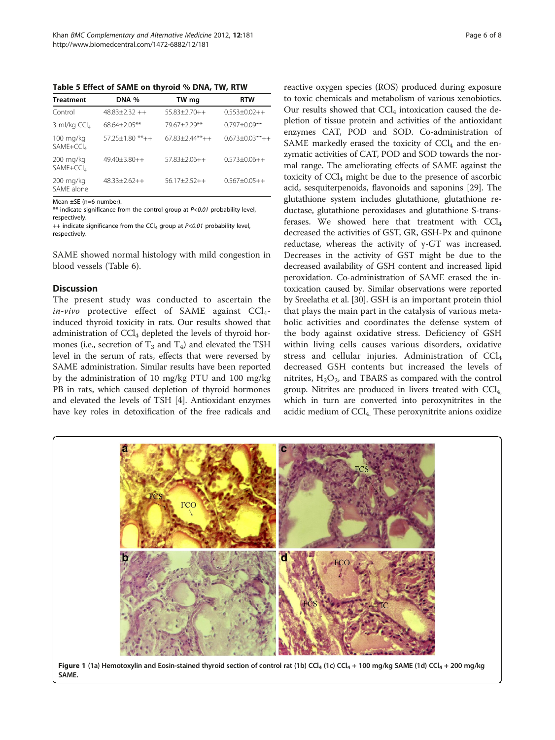**Table 5 Effect of SAME on thyroid % DNA, TW, RTW**

| Treatment | DNA % | TW mg | RTW |
|---|---|---|---|
| Control | 48.83±2.32 ++ | 55.83±2.70++ | 0.553±0.02++ |
| 3 ml/kg $CCl_4$ | 68.64±2.05** | 79.67±2.29** | 0.797±0.09** |
| 100 mg/kg SAME+$CCl_4$ | 57.25±1.80 **++ | 67.83±2.44**++ | 0.673±0.03**++ |
| 200 mg/kg SAME+$CCl_4$ | 49.40±3.80++ | 57.83±2.06++ | 0.573±0.06++ |
| 200 mg/kg SAME alone | 48.33±2.62++ | 56.17±2.52++ | 0.567±0.05++ |

Mean ±SE (n=6 number).

** indicate significance from the control group at $P<0.01$ probability level, respectively.

++ indicate significance from the $CCl_4$ group at $P<0.01$ probability level, respectively.

SAME showed normal histology with mild congestion in blood vessels (Table 6).

## Discussion

The present study was conducted to ascertain the *in-vivo* protective effect of SAME against $CCl_4$-induced thyroid toxicity in rats. Our results showed that administration of $CCl_4$ depleted the levels of thyroid hormones (i.e., secretion of $T_3$ and $T_4$) and elevated the TSH level in the serum of rats, effects that were reversed by SAME administration. Similar results have been reported by the administration of 10 mg/kg PTU and 100 mg/kg PB in rats, which caused depletion of thyroid hormones and elevated the levels of TSH [4]. Antioxidant enzymes have key roles in detoxification of the free radicals and reactive oxygen species (ROS) produced during exposure to toxic chemicals and metabolism of various xenobiotics. Our results showed that $CCl_4$ intoxication caused the depletion of tissue protein and activities of the antioxidant enzymes CAT, POD and SOD. Co-administration of SAME markedly erased the toxicity of $CCl_4$ and the enzymatic activities of CAT, POD and SOD towards the normal range. The ameliorating effects of SAME against the toxicity of $CCl_4$ might be due to the presence of ascorbic acid, sesquiterpenoids, flavonoids and saponins [29]. The glutathione system includes glutathione, glutathione reductase, glutathione peroxidases and glutathione S-transferases. We showed here that treatment with $CCl_4$ decreased the activities of GST, GR, GSH-Px and quinone reductase, whereas the activity of γ-GT was increased. Decreases in the activity of GST might be due to the decreased availability of GSH content and increased lipid peroxidation. Co-administration of SAME erased the intoxication caused by. Similar observations were reported by Sreelatha et al. [30]. GSH is an important protein thiol that plays the main part in the catalysis of various metabolic activities and coordinates the defense system of the body against oxidative stress. Deficiency of GSH within living cells causes various disorders, oxidative stress and cellular injuries. Administration of $CCl_4$ decreased GSH contents but increased the levels of nitrites, $H_2O_2$, and TBARS as compared with the control group. Nitrites are produced in livers treated with $CCl_4$, which in turn are converted into peroxynitrites in the acidic medium of $CCl_4$. These peroxynitrite anions oxidize

**Figure 1** (1a) Hemotoxylin and Eosin-stained thyroid section of control rat (1b) $CCl_4$ (1c) $CCl_4$ + 100 mg/kg SAME (1d) $CCl_4$ + 200 mg/kg SAME.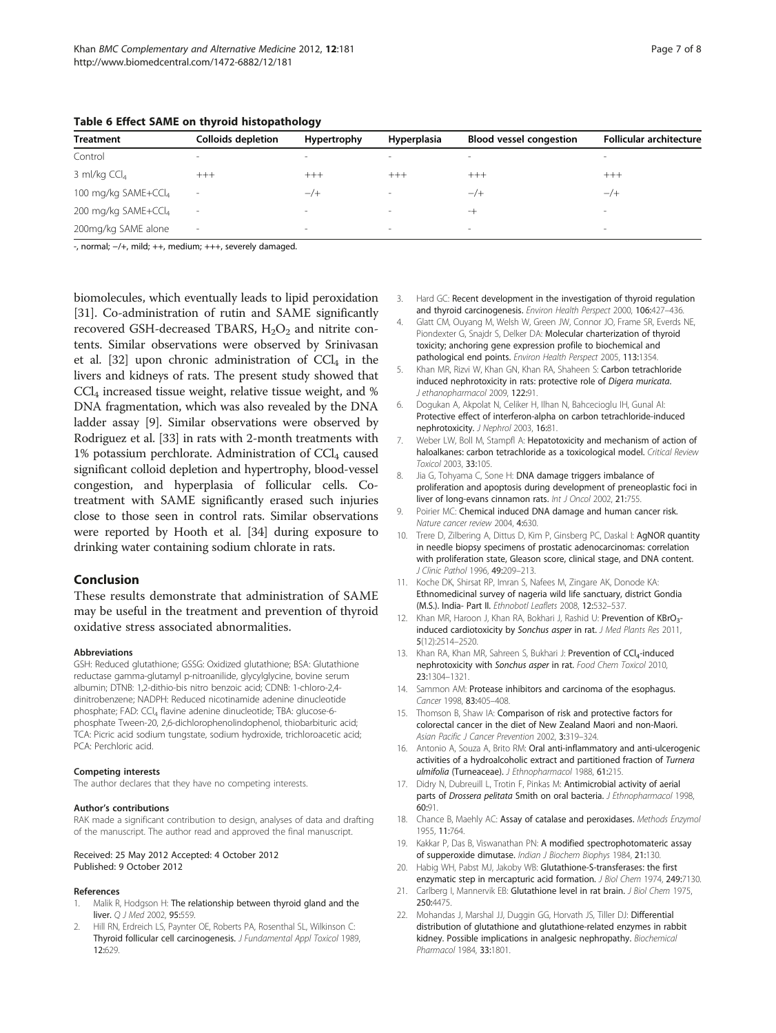**Table 6 Effect SAME on thyroid histopathology**

| Treatment | Colloids depletion | Hypertrophy | Hyperplasia | Blood vessel congestion | Follicular architecture |
| --- | --- | --- | --- | --- | --- |
| Control | - | - | - | - | - |
| 3 ml/kg $CCl_4$ | +++ | +++ | +++ | +++ | +++ |
| 100 mg/kg SAME+$CCl_4$ | - | −/+ | - | −/+ | −/+ |
| 200 mg/kg SAME+$CCl_4$ | - | - | - | -+ | - |
| 200mg/kg SAME alone | - | - | - | - | - |

-, normal; −/+, mild; ++, medium; +++, severely damaged.

biomolecules, which eventually leads to lipid peroxidation [31]. Co-administration of rutin and SAME significantly recovered GSH-decreased TBARS, $H_2O_2$ and nitrite contents. Similar observations were observed by Srinivasan et al. [32] upon chronic administration of $CCl_4$ in the livers and kidneys of rats. The present study showed that $CCl_4$ increased tissue weight, relative tissue weight, and % DNA fragmentation, which was also revealed by the DNA ladder assay [9]. Similar observations were observed by Rodriguez et al. [33] in rats with 2-month treatments with 1% potassium perchlorate. Administration of $CCl_4$ caused significant colloid depletion and hypertrophy, blood-vessel congestion, and hyperplasia of follicular cells. Co-treatment with SAME significantly erased such injuries close to those seen in control rats. Similar observations were reported by Hooth et al. [34] during exposure to drinking water containing sodium chlorate in rats.

## Conclusion

These results demonstrate that administration of SAME may be useful in the treatment and prevention of thyroid oxidative stress associated abnormalities.

#### Abbreviations

GSH: Reduced glutathione; GSSG: Oxidized glutathione; BSA: Glutathione reductase gamma-glutamyl p-nitroanilide, glycylglycine, bovine serum albumin; DTNB: 1,2-dithio-bis nitro benzoic acid; CDNB: 1-chloro-2,4-dinitrobenzene; NADPH: Reduced nicotinamide adenine dinucleotide phosphate; FAD: $CCl_4$ flavine adenine dinucleotide; TBA: glucose-6-phosphate Tween-20, 2,6-dichlorophenolindophenol, thiobarbituric acid; TCA: Picric acid sodium tungstate, sodium hydroxide, trichloroacetic acid; PCA: Perchloric acid.

#### Competing interests

The author declares that they have no competing interests.

#### Author's contributions

RAK made a significant contribution to design, analyses of data and drafting of the manuscript. The author read and approved the final manuscript.

Received: 25 May 2012 Accepted: 4 October 2012
Published: 9 October 2012

#### References

1. Malik R, Hodgson H: The relationship between thyroid gland and the liver. *Q J Med* 2002, **95**:559.
2. Hill RN, Erdreich LS, Paynter OE, Roberts PA, Rosenthal SL, Wilkinson C: Thyroid follicular cell carcinogenesis. *J Fundamental Appl Toxicol* 1989, **12**:629.
3. Hard GC: Recent development in the investigation of thyroid regulation and thyroid carcinogenesis. *Environ Health Perspect* 2000, **106**:427–436.
4. Glatt CM, Ouyang M, Welsh W, Green JW, Connor JO, Frame SR, Everds NE, Piondexter G, Snajdr S, Delker DA: Molecular charterization of thyroid toxicity; anchoring gene expression profile to biochemical and pathological end points. *Environ Health Perspect* 2005, **113**:1354.
5. Khan MR, Rizvi W, Khan GN, Khan RA, Shaheen S: Carbon tetrachloride induced nephrotoxicity in rats: protective role of *Digera muricata*. *J ethanopharmacol* 2009, **122**:91.
6. Dogukan A, Akpolat N, Celiker H, Ilhan N, Bahcecioglu IH, Gunal AI: Protective effect of interferon-alpha on carbon tetrachloride-induced nephrotoxicity. *J Nephrol* 2003, **16**:81.
7. Weber LW, Boll M, Stampfl A: Hepatotoxicity and mechanism of action of haloalkanes: carbon tetrachloride as a toxicological model. *Critical Review Toxicol* 2003, **33**:105.
8. Jia G, Tohyama C, Sone H: DNA damage triggers imbalance of proliferation and apoptosis during development of preneoplastic foci in liver of long-evans cinnamon rats. *Int J Oncol* 2002, **21**:755.
9. Poirier MC: Chemical induced DNA damage and human cancer risk. *Nature cancer review* 2004, **4**:630.
10. Trere D, Zilbering A, Dittus D, Kim P, Ginsberg PC, Daskal I: AgNOR quantity in needle biopsy specimens of prostatic adenocarcinomas: correlation with proliferation state, Gleason score, clinical stage, and DNA content. *J Clinic Pathol* 1996, **49**:209–213.
11. Koche DK, Shirsat RP, Imran S, Nafees M, Zingare AK, Donode KA: Ethnomedicinal survey of nageria wild life sanctuary, district Gondia (M.S.). India- Part II. *Ethnobotl Leaflets* 2008, **12**:532–537.
12. Khan MR, Haroon J, Khan RA, Bokhari J, Rashid U: Prevention of $KBrO_3$-induced cardiotoxicity by *Sonchus asper* in rat. *J Med Plants Res* 2011, **5**(12):2514–2520.
13. Khan RA, Khan MR, Sahreen S, Bukhari J: Prevention of $CCl_4$-induced nephrotoxicity with *Sonchus asper* in rat. *Food Chem Toxicol* 2010, **23**:1304–1321.
14. Sammon AM: Protease inhibitors and carcinoma of the esophagus. *Cancer* 1998, **83**:405–408.
15. Thomson B, Shaw IA: Comparison of risk and protective factors for colorectal cancer in the diet of New Zealand Maori and non-Maori. *Asian Pacific J Cancer Prevention* 2002, **3**:319–324.
16. Antonio A, Souza A, Brito RM: Oral anti-inflammatory and anti-ulcerogenic activities of a hydroalcoholic extract and partitioned fraction of *Turnera ulmifolia* (Turneaceae). *J Ethnopharmacol* 1988, **61**:215.
17. Didry N, Dubreuill L, Trotin F, Pinkas M: Antimicrobial activity of aerial parts of *Drossera pelitata* Smith on oral bacteria. *J Ethnopharmacol* 1998, **60**:91.
18. Chance B, Maehly AC: Assay of catalase and peroxidases. *Methods Enzymol* 1955, **11**:764.
19. Kakkar P, Das B, Viswanathan PN: A modified spectrophotomateric assay of supperoxide dimutase. *Indian J Biochem Biophys* 1984, **21**:130.
20. Habig WH, Pabst MJ, Jakoby WB: Glutathione-S-transferases: the first enzymatic step in mercapturic acid formation. *J Biol Chem* 1974, **249**:7130.
21. Carlberg I, Mannervik EB: Glutathione level in rat brain. *J Biol Chem* 1975, **250**:4475.
22. Mohandas J, Marshal JJ, Duggin GG, Horvath JS, Tiller DJ: Differential distribution of glutathione and glutathione-related enzymes in rabbit kidney. Possible implications in analgesic nephropathy. *Biochemical Pharmacol* 1984, **33**:1801.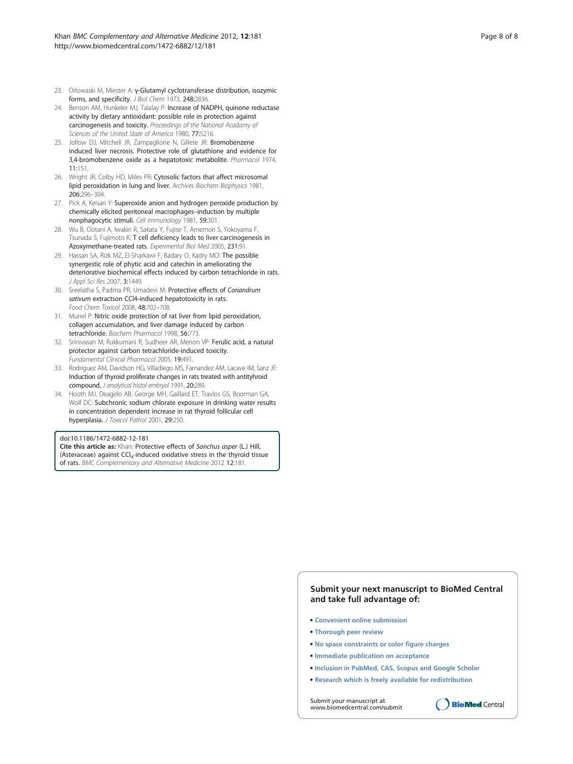23. Orlowaski M, Miester A: γ-Glutamyl cyclotransferase distribution, isozymic forms, and specificity. *J Biol Chem* 1973, **248:**2836.
24. Benson AM, Hunkeler MJ, Talalay P: **Increase of NADPH, quinone reductase activity by dietary antioxidant: possible role in protection against carcinogenesis and toxicity.** *Proceedings of the National Acadamy of Sciences of the United State of America* 1980, **77:**5216.
25. Jollow DJ, Mitchell JR, Zampaglione N, Gillete JR: **Bromobenzene induced liver necrosis. Protective role of glutathione and evidence for 3,4-bromobenzene oxide as a hepatotoxic metabolite.** *Pharmacol* 1974, **11:**151.
26. Wright JR, Colby HD, Miles PR: **Cytosolic factors that affect microsomal lipid peroxidation in lung and liver.** *Archives Biochem Biophysics* 1981, **206:**296–304.
27. Pick A, Keisari Y: **Superoxide anion and hydrogen peroxide production by chemically elicited peritoneal macrophages–induction by multiple nonphagocytic stimuli.** *Cell Immunology* 1981, **59:**301.
28. Wu B, Ootani A, Iwakiri R, Sakata Y, Fujise T, Amemori S, Yokoyama F, Tsunada S, Fujimoto K: **T cell deficiency leads to liver carcinogenesis in Azoxymethane-treated rats.** *Experimental Biol Med* 2005, **231:**91.
29. Hassan SA, Rizk MZ, El-Sharkawi F, Badary O, Kadry MO: **The possible synergestic role of phytic acid and catechin in ameliorating the deteriorative biochemical effects induced by carbon tetrachloride in rats.** *J Appl Sci Res* 2007, **3:**1449.
30. Sreelatha S, Padma PR, Umadevi M: **Protective effects of *Coriandrum sativum* extractson CCl4-induced hepatotoxicity in rats.** *Food Chem Toxicol* 2008, **48:**702–708.
31. Muriel P: **Nitric oxide protection of rat liver from lipid peroxidation, collagen accumulation, and liver damage induced by carbon tetrachloride.** *Biochem Pharmacol* 1998, **56:**773.
32. Srinivasan M, Rukkumani R, Sudheer AR, Menon VP: **Ferulic acid, a natural protector against carbon tetrachloride-induced toxicity.** *Fundamental Clinical Pharmacol* 2005, **19:**491.
33. Rodriguez AM, Davidson HG, Villadiego MS, Farnandez AM, Lacave IM, Sanz JF: **Induction of thyroid proliferate changes in rats treated with antithyroid compound.** *J analytical histol embryol* 1991, **20:**289.
34. Hooth MJ, Deagelo AB, George MH, Gaillard ET, Travlos GS, Boorman GA, Wolf DC: **Subchronic sodium chlorate exposure in drinking water results in concentration dependent increase in rat thyroid follicular cell hyperplasia.** *J Toxicol Pathol* 2001, **29:**250.

doi:10.1186/1472-6882-12-181

**Cite this article as:** Khan: Protective effects of *Sonchus asper* (L.) Hill, (Asteraceae) against $CCl_4$-induced oxidative stress in the thyroid tissue of rats. *BMC Complementary and Alternative Medicine* 2012 **12**:181.

**Submit your next manuscript to BioMed Central and take full advantage of:**

- **Convenient online submission**
- **Thorough peer review**
- **No space constraints or color figure charges**
- **Immediate publication on acceptance**
- **Inclusion in PubMed, CAS, Scopus and Google Scholar**
- **Research which is freely available for redistribution**

Submit your manuscript at
www.biomedcentral.com/submit

BioMed Central